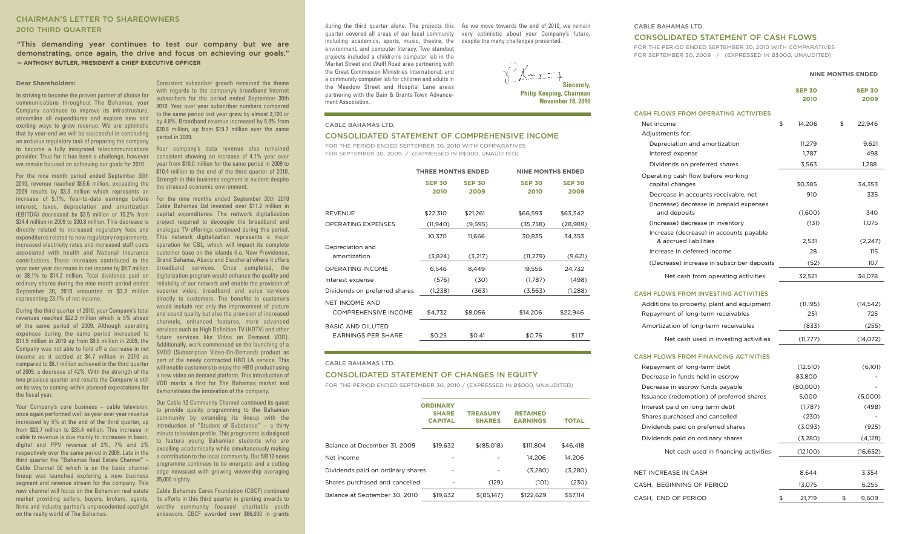## CHAIRMAN'S LETTER TO SHAREOWNERS
## 2010 THIRD QUARTER

"This demanding year continues to test our company but we are demonstrating, once again, the drive and focus on achieving our goals."
**— ANTHONY BUTLER, PRESIDENT & CHIEF EXECUTIVE OFFICER**

**Dear Shareholders:**

In striving to become the proven partner of choice for communications throughout The Bahamas, your Company continues to improve its infrastructure, streamline all expenditures and explore new and exciting ways to grow revenue. We are optimistic that by year-end we will be successful in concluding an arduous regulatory task of preparing the company to become a fully integrated telecommunications provider. Thus far it has been a challenge, however we remain focused on achieving our goals for 2010.

For the nine month period ended September 30th 2010, revenue reached $66.6 million, exceeding the 2009 results by $3.3 million which represents an increase of 5.1%. Year-to-date earnings before interest, taxes, depreciation and amortization (EBITDA) decreased by $3.5 million or 10.2% from $34.4 million in 2009 to $30.8 million. This decrease is directly related to increased regulatory fees and expenditures related to new regulatory requirements, increased electricity rates and increased staff costs associated with health and National Insurance contributions. These increases contributed to the year over year decrease in net income by $8.7 million or 38.1% to $14.2 million. Total dividends paid on ordinary shares during the nine month period ended September 30, 2010 amounted to $3.3 million representing 23.1% of net income.

During the third quarter of 2010, your Company's total revenues reached $22.3 million which is 5% ahead of the same period of 2009. Although operating expenses during the same period increased to $11.9 million in 2010 up from $9.6 million in 2009, the Company was not able to hold off a decrease in net income as it settled at $4.7 million in 2010 as compared to $8.1 million achieved in the third quarter of 2009, a decrease of 42%. With the strength of the two previous quarter end results the Company is still on its way to coming within planned expectations for the fiscal year.

Your Company's core business – cable television, once again performed well as year over year revenue increased by 5% at the end of the third quarter, up from $33.7 million to $35.4 million. This increase in cable tv revenue is due mainly to increases in basic, digital and PPV revenue of 2%, 7% and 2% respectively over the same period in 2009. Late in the third quarter the "Bahamas Real Estate Channel" – Cable Channel 50 which is on the basic channel lineup was launched exploring a new business segment and revenue stream for the company. This new channel will focus on the Bahamian real estate market providing sellers, buyers, brokers, agents, firms and industry partner's unprecedented spotlight on the realty world of The Bahamas.

Consistent subscriber growth remained the theme with regards to the company's broadband Internet subscribers for the period ended September 30th 2010. Year over year subscriber numbers compared to the same period last year grew by almost 2,100 or by 4.8%. Broadband revenue increased by 5.8% from $20.8 million, up from $19.7 million over the same period in 2009.

Your company's data revenue also remained consistent showing an increase of 4.1% year over year from $10.0 million for the same period in 2009 to $10.4 million to the end of the third quarter of 2010. Strength in this business segment is evident despite the stressed economic environment.

For the nine months ended September 30th 2010 Cable Bahamas Ltd invested over $11.2 million in capital expenditures. The network digitalization project required to decouple the broadband and analogue TV offerings continued during this period. This network digitalization represents a major operation for CBL, which will impact its complete customer base on the islands (i.e. New Providence, Grand Bahama, Abaco and Eleuthera) where it offers broadband services. Once completed, the digitalization program would enhance the quality and reliability of our network and enable the provision of superior video, broadband and voice services directly to customers. The benefits to customers would include not only the improvement of picture and sound quality but also the provision of increased channels, enhanced features, more advanced services such as High Definition TV (HDTV) and other future services like Video on Demand VOD). Additionally, work commenced on the launching of a SVOD (Subscription Video-On-Demand) product as part of the newly contracted HBO LA service. This will enable customers to enjoy the HBO product using a new video on demand platform. This introduction of VOD marks a first for The Bahamas market and demonstrates the innovation of the company.

Our Cable 12 Community Channel continued its quest to provide quality programming to the Bahamian community by extending its lineup with the introduction of "Student of Substance" – a thirty minute television profile. This programme is designed to feature young Bahamian students who are excelling academically while simultaneously making a contribution to the local community. Our NB12 news programme continues to be energetic and a cutting edge newscast with growing viewership averaging 35,000 nightly.

Cable Bahamas Cares Foundation (CBCF) continued its efforts in this third quarter in granting awards to worthy community focused charitable youth endeavors. CBCF awarded over $66,000 in grants during the third quarter alone. The projects this quarter covered all areas of our local community including academics, sports, music, theatre, the environment, and computer literacy. Two standout projects included a children's computer lab in the Market Street and Wulff Road area partnering with the Great Commission Ministries International; and a community computer lab for children and adults in the Meadow Street and Hospital Lane areas partnering with the Bain & Grants Town Advancement Association.

As we move towards the end of 2010, we remain very optimistic about your Company's future, despite the many challenges presented.

**Sincerely,**
**Philip Keeping, Chairman**
**November 18, 2010**

CABLE BAHAMAS LTD.

## CONSOLIDATED STATEMENT OF COMPREHENSIVE INCOME

FOR THE PERIOD ENDED SEPTEMBER 30, 2010 WITH COMPARATIVES
FOR SEPTEMBER 30, 2009 / (EXPRESSED IN B$000, UNAUDITED)

| | THREE MONTHS ENDED | | NINE MONTHS ENDED | |
|---|---|---|---|---|
| | SEP 30 2010 | SEP 30 2009 | SEP 30 2010 | SEP 30 2009 |
| REVENUE | $22,310 | $21,261 | $66,593 | $63,342 |
| OPERATING EXPENSES | (11,940) | (9,595) | (35,758) | (28,989) |
| | 10,370 | 11,666 | 30,835 | 34,353 |
| Depreciation and amortization | (3,824) | (3,217) | (11,279) | (9,621) |
| OPERATING INCOME | 6,546 | 8,449 | 19,556 | 24,732 |
| Interest expense | (576) | (30) | (1,787) | (498) |
| Dividends on preferred shares | (1,238) | (363) | (3,563) | (1,288) |
| NET INCOME AND COMPREHENSIVE INCOME | $4,732 | $8,056 | $14,206 | $22,946 |
| BASIC AND DILUTED EARNINGS PER SHARE | $0.25 | $0.41 | $0.76 | $1.17 |

CABLE BAHAMAS LTD.

## CONSOLIDATED STATEMENT OF CHANGES IN EQUITY

FOR THE PERIOD ENDED SEPTEMBER 30, 2010 / (EXPRESSED IN B$000, UNAUDITED)

| | ORDINARY SHARE CAPITAL | TREASURY SHARES | RETAINED EARNINGS | TOTAL |
|---|---|---|---|---|
| Balance at December 31, 2009 | $19,632 | $(85,018) | $111,804 | $46,418 |
| Net income | - | - | 14,206 | 14,206 |
| Dividends paid on ordinary shares | - | - | (3,280) | (3,280) |
| Shares purchased and cancelled | - | (129) | (101) | (230) |
| Balance at September 30, 2010 | $19,632 | $(85,147) | $122,629 | $57,114 |

CABLE BAHAMAS LTD.

## CONSOLIDATED STATEMENT OF CASH FLOWS

FOR THE PERIOD ENDED SEPTEMBER 30, 2010 WITH COMPARATIVES
FOR SEPTEMBER 30, 2009 / (EXPRESSED IN B$000, UNAUDITED)

| | NINE MONTHS ENDED | |
|---|---|---|
| | SEP 30 2010 | SEP 30 2009 |
| **CASH FLOWS FROM OPERATING ACTIVITIES** | | |
| Net income | $ 14,206 | $ 22,946 |
| Adjustments for: | | |
| Depreciation and amortization | 11,279 | 9,621 |
| Interest expense | 1,787 | 498 |
| Dividends on preferred shares | 3,563 | 1,288 |
| Operating cash flow before working capital changes | 30,385 | 34,353 |
| Decrease in accounts receivable, net | 910 | 335 |
| (Increase) decrease in prepaid expenses and deposits | (1,600) | 340 |
| (Increase) decrease in inventory | (131) | 1,075 |
| Increase (decrease) in accounts payable & accrued liabilities | 2,531 | (2,247) |
| Increase in deferred income | 28 | 115 |
| (Decrease) increase in subscriber deposits | (52) | 107 |
| Net cash from operating activities | 32,521 | 34,078 |
| **CASH FLOWS FROM INVESTING ACTIVITIES** | | |
| Additions to property, plant and equipment | (11,195) | (14,542) |
| Repayment of long-term receivables | 251 | 725 |
| Amortization of long-term receivables | (833) | (255) |
| Net cash used in investing activities | (11,777) | (14,072) |
| **CASH FLOWS FROM FINANCING ACTIVITIES** | | |
| Repayment of long-term debt | (12,510) | (6,101) |
| Decrease in funds held in escrow | 83,800 | - |
| Decrease in escrow funds payable | (80,000) | - |
| Issuance (redemption) of preferred shares | 5,000 | (5,000) |
| Interest paid on long term debt | (1,787) | (498) |
| Shares purchased and cancelled | (230) | - |
| Dividends paid on preferred shares | (3,093) | (925) |
| Dividends paid on ordinary shares | (3,280) | (4,128) |
| Net cash used in financing activities | (12,100) | (16,652) |
| NET INCREASE IN CASH | 8,644 | 3,354 |
| CASH, BEGINNING OF PERIOD | 13,075 | 6,255 |
| CASH, END OF PERIOD | $ 21,719 | $ 9,609 |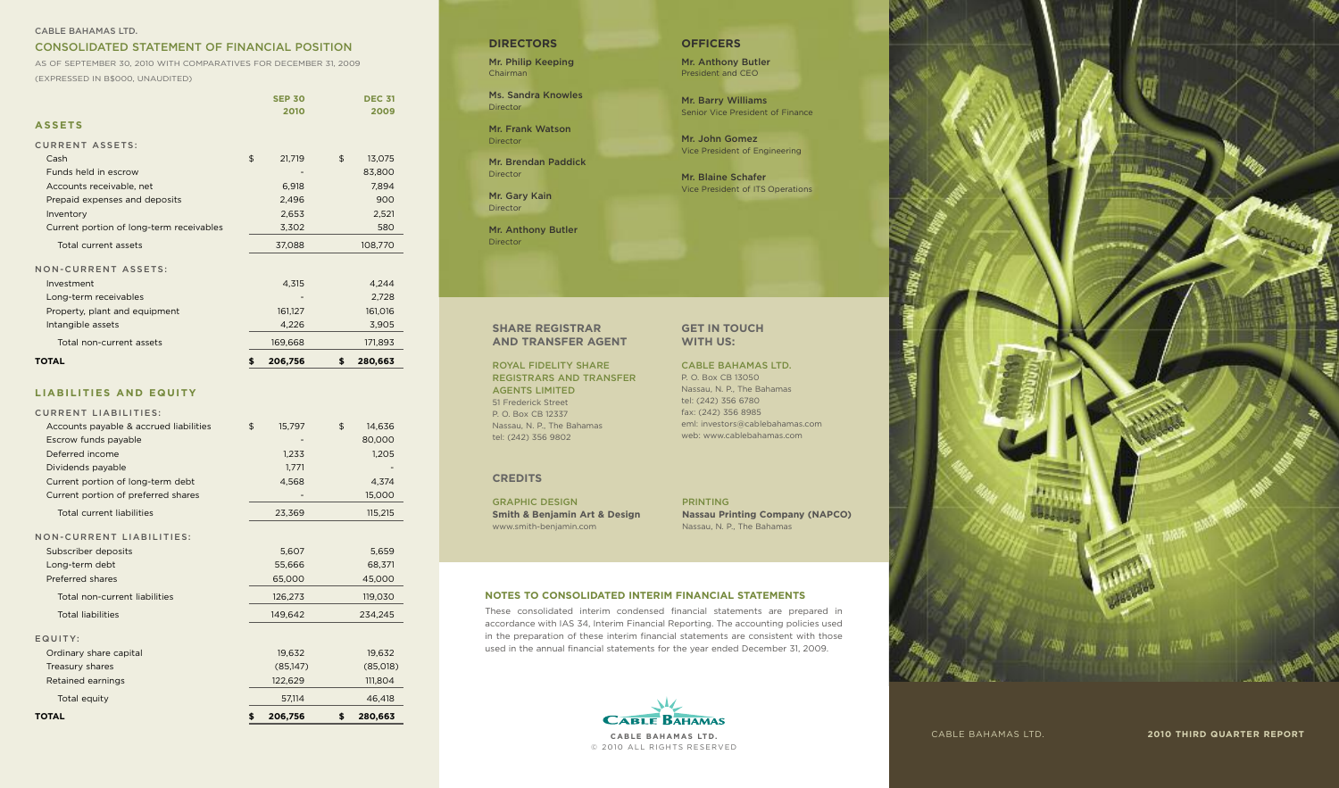CABLE BAHAMAS LTD.

## CONSOLIDATED STATEMENT OF FINANCIAL POSITION

AS OF SEPTEMBER 30, 2010 WITH COMPARATIVES FOR DECEMBER 31, 2009

(EXPRESSED IN B$000, UNAUDITED)

| | SEP 30 2010 | DEC 31 2009 |
|---|---|---|
| **ASSETS** | | |
| CURRENT ASSETS: | | |
| Cash | $ 21,719 | $ 13,075 |
| Funds held in escrow | - | 83,800 |
| Accounts receivable, net | 6,918 | 7,894 |
| Prepaid expenses and deposits | 2,496 | 900 |
| Inventory | 2,653 | 2,521 |
| Current portion of long-term receivables | 3,302 | 580 |
| Total current assets | 37,088 | 108,770 |
| NON-CURRENT ASSETS: | | |
| Investment | 4,315 | 4,244 |
| Long-term receivables | - | 2,728 |
| Property, plant and equipment | 161,127 | 161,016 |
| Intangible assets | 4,226 | 3,905 |
| Total non-current assets | 169,668 | 171,893 |
| **TOTAL** | **$ 206,756** | **$ 280,663** |
| **LIABILITIES AND EQUITY** | | |
| CURRENT LIABILITIES: | | |
| Accounts payable & accrued liabilities | $ 15,797 | $ 14,636 |
| Escrow funds payable | - | 80,000 |
| Deferred income | 1,233 | 1,205 |
| Dividends payable | 1,771 | - |
| Current portion of long-term debt | 4,568 | 4,374 |
| Current portion of preferred shares | - | 15,000 |
| Total current liabilities | 23,369 | 115,215 |
| NON-CURRENT LIABILITIES: | | |
| Subscriber deposits | 5,607 | 5,659 |
| Long-term debt | 55,666 | 68,371 |
| Preferred shares | 65,000 | 45,000 |
| Total non-current liabilities | 126,273 | 119,030 |
| Total liabilities | 149,642 | 234,245 |
| EQUITY: | | |
| Ordinary share capital | 19,632 | 19,632 |
| Treasury shares | (85,147) | (85,018) |
| Retained earnings | 122,629 | 111,804 |
| Total equity | 57,114 | 46,418 |
| **TOTAL** | **$ 206,756** | **$ 280,663** |

## DIRECTORS

**Mr. Philip Keeping**
Chairman

**Ms. Sandra Knowles**
Director

**Mr. Frank Watson**
Director

**Mr. Brendan Paddick**
Director

**Mr. Gary Kain**
Director

**Mr. Anthony Butler**
Director

## OFFICERS

**Mr. Anthony Butler**
President and CEO

**Mr. Barry Williams**
Senior Vice President of Finance

**Mr. John Gomez**
Vice President of Engineering

**Mr. Blaine Schafer**
Vice President of ITS Operations

## SHARE REGISTRAR AND TRANSFER AGENT

ROYAL FIDELITY SHARE REGISTRARS AND TRANSFER AGENTS LIMITED
51 Frederick Street
P. O. Box CB 12337
Nassau, N. P., The Bahamas
tel: (242) 356 9802

## GET IN TOUCH WITH US:

CABLE BAHAMAS LTD.
P. O. Box CB 13050
Nassau, N. P., The Bahamas
tel: (242) 356 6780
fax: (242) 356 8985
eml: investors@cablebahamas.com
web: www.cablebahamas.com

## CREDITS

GRAPHIC DESIGN
**Smith & Benjamin Art & Design**
www.smith-benjamin.com

PRINTING
**Nassau Printing Company (NAPCO)**
Nassau, N. P., The Bahamas

## NOTES TO CONSOLIDATED INTERIM FINANCIAL STATEMENTS

These consolidated interim condensed financial statements are prepared in accordance with IAS 34, Interim Financial Reporting. The accounting policies used in the preparation of these interim financial statements are consistent with those used in the annual financial statements for the year ended December 31, 2009.

CABLE BAHAMAS LTD.
© 2010 ALL RIGHTS RESERVED

CABLE BAHAMAS LTD. **2010 THIRD QUARTER REPORT**